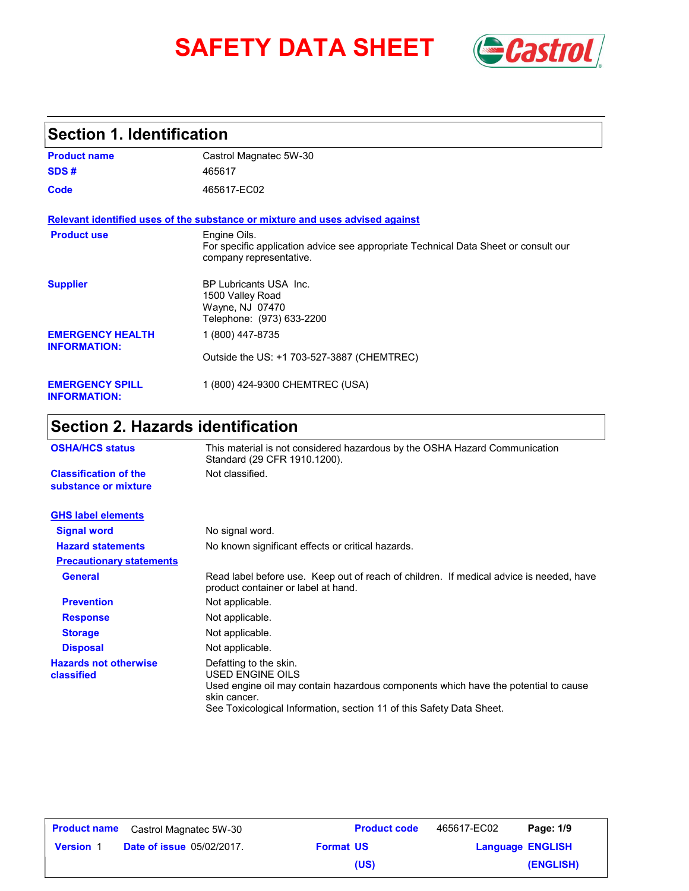# SAFETY DATA SHEET

## Section 1. Identification

| | |
|---|---|
| **Product name** | Castrol Magnatec 5W-30 |
| **SDS #** | 465617 |
| **Code** | 465617-EC02 |

**Relevant identified uses of the substance or mixture and uses advised against**

| | |
|---|---|
| **Product use** | Engine Oils.<br>For specific application advice see appropriate Technical Data Sheet or consult our company representative. |
| **Supplier** | BP Lubricants USA Inc.<br>1500 Valley Road<br>Wayne, NJ 07470<br>Telephone: (973) 633-2200 |
| **EMERGENCY HEALTH INFORMATION:** | 1 (800) 447-8735<br>Outside the US: +1 703-527-3887 (CHEMTREC) |
| **EMERGENCY SPILL INFORMATION:** | 1 (800) 424-9300 CHEMTREC (USA) |

## Section 2. Hazards identification

| | |
|---|---|
| **OSHA/HCS status** | This material is not considered hazardous by the OSHA Hazard Communication Standard (29 CFR 1910.1200). |
| **Classification of the substance or mixture** | Not classified. |

**GHS label elements**

| | |
|---|---|
| **Signal word** | No signal word. |
| **Hazard statements** | No known significant effects or critical hazards. |

**Precautionary statements**

| | |
|---|---|
| **General** | Read label before use. Keep out of reach of children. If medical advice is needed, have product container or label at hand. |
| **Prevention** | Not applicable. |
| **Response** | Not applicable. |
| **Storage** | Not applicable. |
| **Disposal** | Not applicable. |
| **Hazards not otherwise classified** | Defatting to the skin.<br>USED ENGINE OILS<br>Used engine oil may contain hazardous components which have the potential to cause skin cancer.<br>See Toxicological Information, section 11 of this Safety Data Sheet. |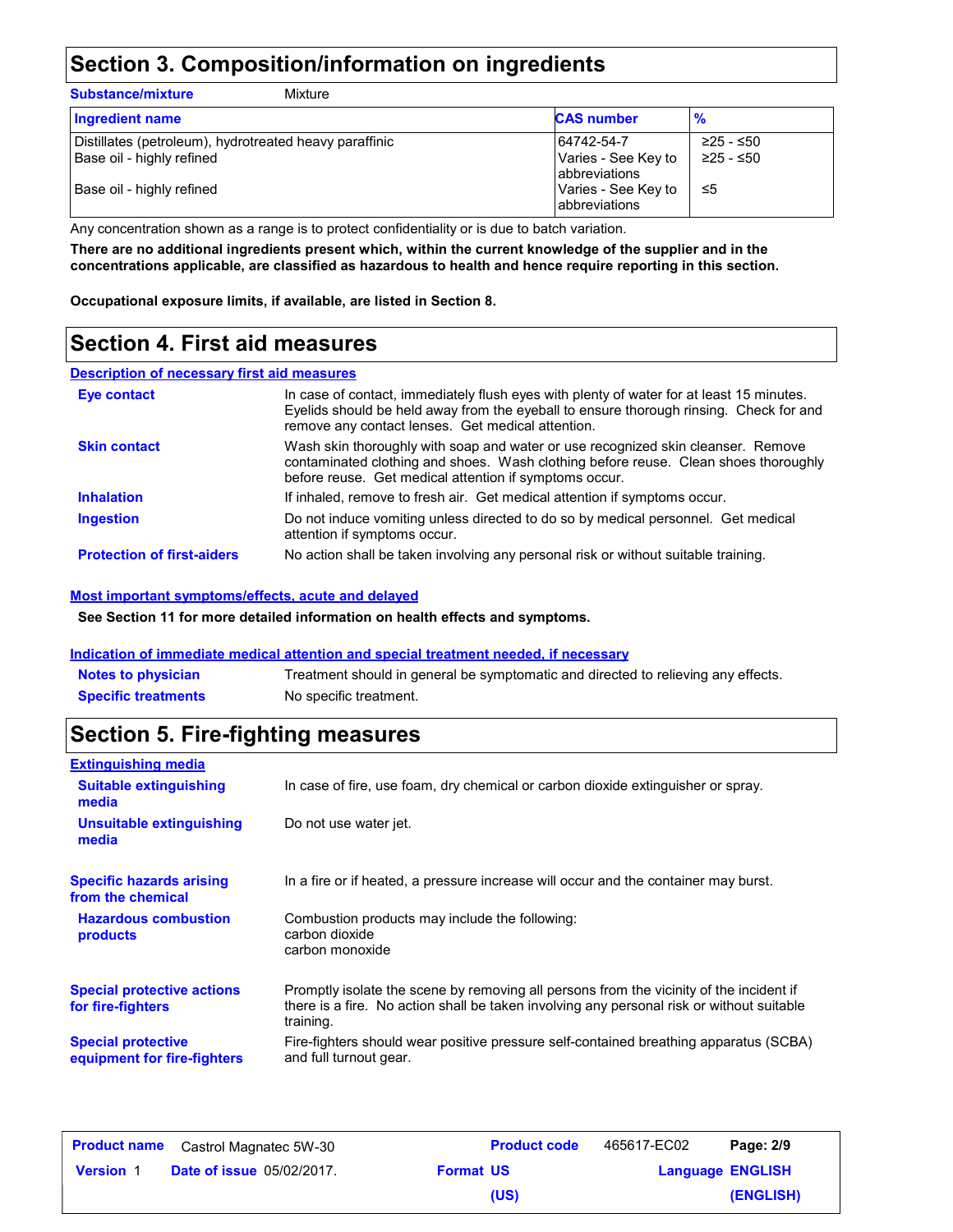## Section 3. Composition/information on ingredients

**Substance/mixture** Mixture

| Ingredient name | CAS number | % |
|---|---|---|
| Distillates (petroleum), hydrotreated heavy paraffinic | 64742-54-7 | ≥25 - ≤50 |
| Base oil - highly refined | Varies - See Key to abbreviations | ≥25 - ≤50 |
| Base oil - highly refined | Varies - See Key to abbreviations | ≤5 |

Any concentration shown as a range is to protect confidentiality or is due to batch variation.

**There are no additional ingredients present which, within the current knowledge of the supplier and in the concentrations applicable, are classified as hazardous to health and hence require reporting in this section.**

**Occupational exposure limits, if available, are listed in Section 8.**

## Section 4. First aid measures

### Description of necessary first aid measures

**Eye contact** In case of contact, immediately flush eyes with plenty of water for at least 15 minutes. Eyelids should be held away from the eyeball to ensure thorough rinsing. Check for and remove any contact lenses. Get medical attention.

**Skin contact** Wash skin thoroughly with soap and water or use recognized skin cleanser. Remove contaminated clothing and shoes. Wash clothing before reuse. Clean shoes thoroughly before reuse. Get medical attention if symptoms occur.

**Inhalation** If inhaled, remove to fresh air. Get medical attention if symptoms occur.

**Ingestion** Do not induce vomiting unless directed to do so by medical personnel. Get medical attention if symptoms occur.

**Protection of first-aiders** No action shall be taken involving any personal risk or without suitable training.

### Most important symptoms/effects, acute and delayed

**See Section 11 for more detailed information on health effects and symptoms.**

### Indication of immediate medical attention and special treatment needed, if necessary

**Notes to physician** Treatment should in general be symptomatic and directed to relieving any effects.

**Specific treatments** No specific treatment.

## Section 5. Fire-fighting measures

### Extinguishing media

**Suitable extinguishing media** In case of fire, use foam, dry chemical or carbon dioxide extinguisher or spray.

**Unsuitable extinguishing media** Do not use water jet.

**Specific hazards arising from the chemical** In a fire or if heated, a pressure increase will occur and the container may burst.

**Hazardous combustion products** Combustion products may include the following:
carbon dioxide
carbon monoxide

**Special protective actions for fire-fighters** Promptly isolate the scene by removing all persons from the vicinity of the incident if there is a fire. No action shall be taken involving any personal risk or without suitable training.

**Special protective equipment for fire-fighters** Fire-fighters should wear positive pressure self-contained breathing apparatus (SCBA) and full turnout gear.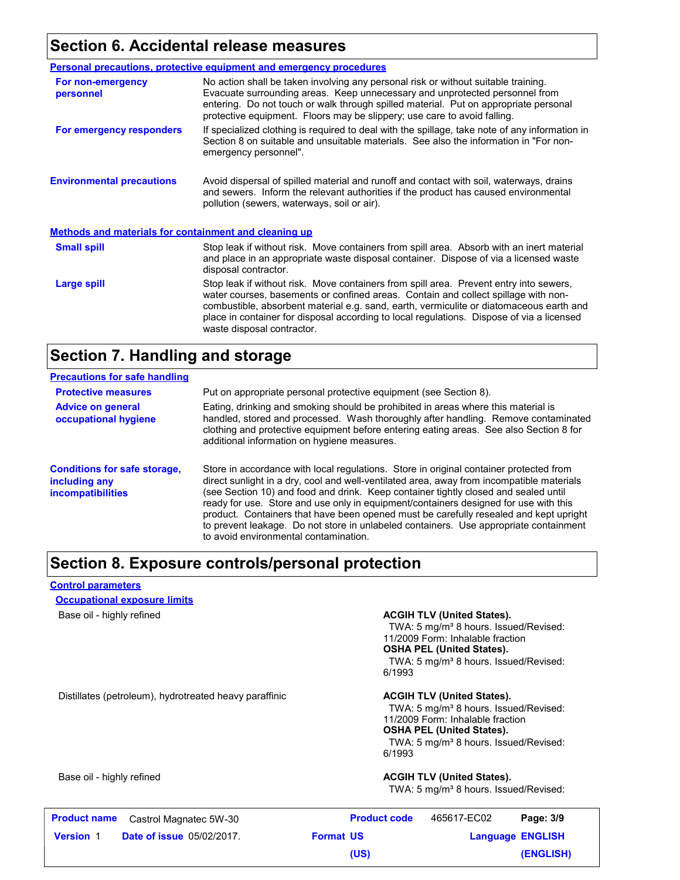## Section 6. Accidental release measures

### Personal precautions, protective equipment and emergency procedures

**For non-emergency personnel**

No action shall be taken involving any personal risk or without suitable training. Evacuate surrounding areas. Keep unnecessary and unprotected personnel from entering. Do not touch or walk through spilled material. Put on appropriate personal protective equipment. Floors may be slippery; use care to avoid falling.

**For emergency responders**

If specialized clothing is required to deal with the spillage, take note of any information in Section 8 on suitable and unsuitable materials. See also the information in "For non-emergency personnel".

**Environmental precautions**

Avoid dispersal of spilled material and runoff and contact with soil, waterways, drains and sewers. Inform the relevant authorities if the product has caused environmental pollution (sewers, waterways, soil or air).

### Methods and materials for containment and cleaning up

**Small spill**

Stop leak if without risk. Move containers from spill area. Absorb with an inert material and place in an appropriate waste disposal container. Dispose of via a licensed waste disposal contractor.

**Large spill**

Stop leak if without risk. Move containers from spill area. Prevent entry into sewers, water courses, basements or confined areas. Contain and collect spillage with non-combustible, absorbent material e.g. sand, earth, vermiculite or diatomaceous earth and place in container for disposal according to local regulations. Dispose of via a licensed waste disposal contractor.

## Section 7. Handling and storage

### Precautions for safe handling

**Protective measures**

Put on appropriate personal protective equipment (see Section 8).

**Advice on general occupational hygiene**

Eating, drinking and smoking should be prohibited in areas where this material is handled, stored and processed. Wash thoroughly after handling. Remove contaminated clothing and protective equipment before entering eating areas. See also Section 8 for additional information on hygiene measures.

**Conditions for safe storage, including any incompatibilities**

Store in accordance with local regulations. Store in original container protected from direct sunlight in a dry, cool and well-ventilated area, away from incompatible materials (see Section 10) and food and drink. Keep container tightly closed and sealed until ready for use. Store and use only in equipment/containers designed for use with this product. Containers that have been opened must be carefully resealed and kept upright to prevent leakage. Do not store in unlabeled containers. Use appropriate containment to avoid environmental contamination.

## Section 8. Exposure controls/personal protection

### Control parameters

#### Occupational exposure limits

| | |
|---|---|
| Base oil - highly refined | **ACGIH TLV (United States).** TWA: 5 mg/m³ 8 hours. Issued/Revised: 11/2009 Form: Inhalable fraction **OSHA PEL (United States).** TWA: 5 mg/m³ 8 hours. Issued/Revised: 6/1993 |
| Distillates (petroleum), hydrotreated heavy paraffinic | **ACGIH TLV (United States).** TWA: 5 mg/m³ 8 hours. Issued/Revised: 11/2009 Form: Inhalable fraction **OSHA PEL (United States).** TWA: 5 mg/m³ 8 hours. Issued/Revised: 6/1993 |
| Base oil - highly refined | **ACGIH TLV (United States).** TWA: 5 mg/m³ 8 hours. Issued/Revised: |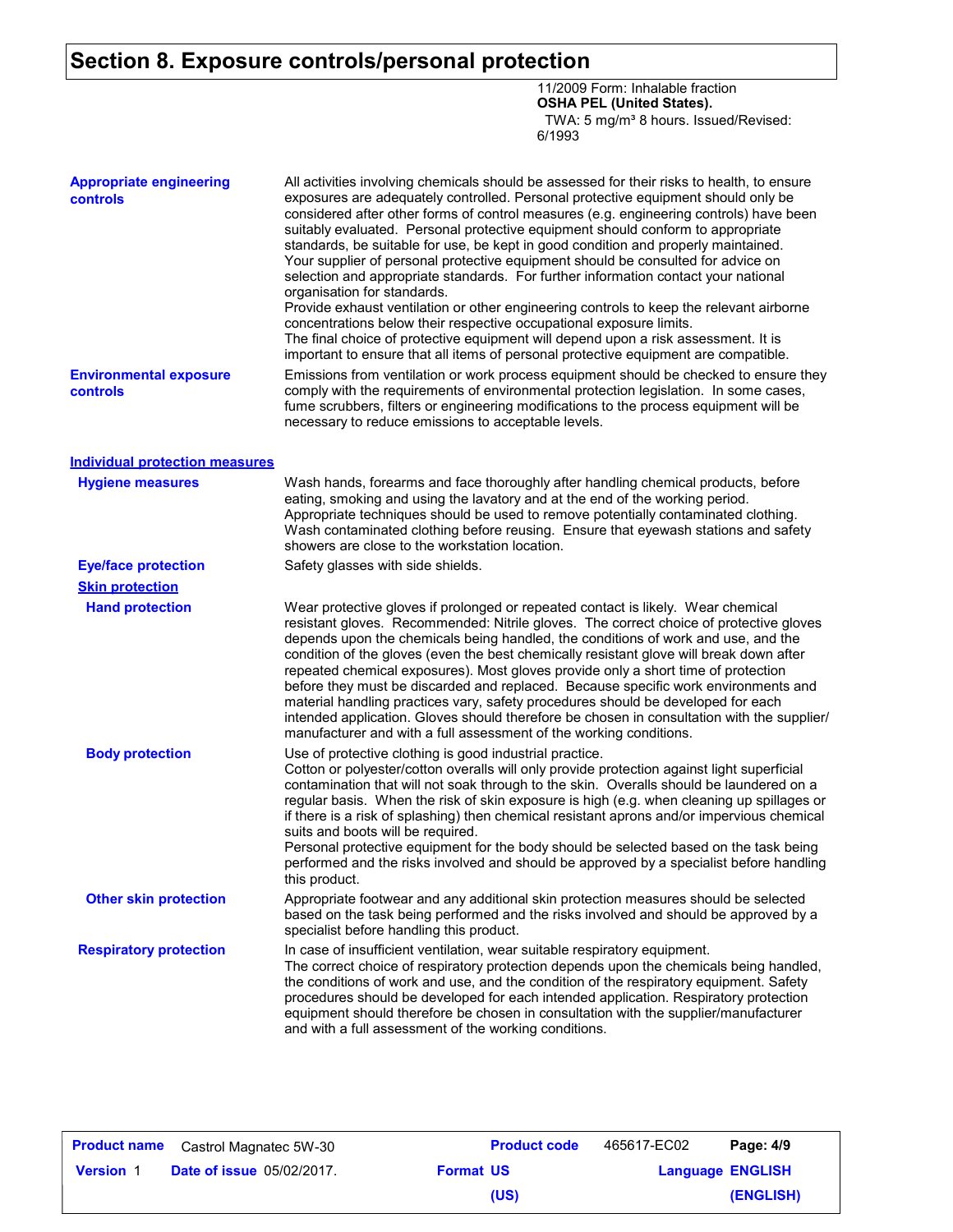## Section 8. Exposure controls/personal protection

11/2009 Form: Inhalable fraction
**OSHA PEL (United States).**
TWA: 5 mg/m³ 8 hours. Issued/Revised: 6/1993

**Appropriate engineering controls**

All activities involving chemicals should be assessed for their risks to health, to ensure exposures are adequately controlled. Personal protective equipment should only be considered after other forms of control measures (e.g. engineering controls) have been suitably evaluated. Personal protective equipment should conform to appropriate standards, be suitable for use, be kept in good condition and properly maintained. Your supplier of personal protective equipment should be consulted for advice on selection and appropriate standards. For further information contact your national organisation for standards.
Provide exhaust ventilation or other engineering controls to keep the relevant airborne concentrations below their respective occupational exposure limits.
The final choice of protective equipment will depend upon a risk assessment. It is important to ensure that all items of personal protective equipment are compatible.

**Environmental exposure controls**

Emissions from ventilation or work process equipment should be checked to ensure they comply with the requirements of environmental protection legislation. In some cases, fume scrubbers, filters or engineering modifications to the process equipment will be necessary to reduce emissions to acceptable levels.

### Individual protection measures

**Hygiene measures**

Wash hands, forearms and face thoroughly after handling chemical products, before eating, smoking and using the lavatory and at the end of the working period. Appropriate techniques should be used to remove potentially contaminated clothing. Wash contaminated clothing before reusing. Ensure that eyewash stations and safety showers are close to the workstation location.

**Eye/face protection**

Safety glasses with side shields.

**Skin protection**

**Hand protection**

Wear protective gloves if prolonged or repeated contact is likely. Wear chemical resistant gloves. Recommended: Nitrile gloves. The correct choice of protective gloves depends upon the chemicals being handled, the conditions of work and use, and the condition of the gloves (even the best chemically resistant glove will break down after repeated chemical exposures). Most gloves provide only a short time of protection before they must be discarded and replaced. Because specific work environments and material handling practices vary, safety procedures should be developed for each intended application. Gloves should therefore be chosen in consultation with the supplier/ manufacturer and with a full assessment of the working conditions.

**Body protection**

Use of protective clothing is good industrial practice.
Cotton or polyester/cotton overalls will only provide protection against light superficial contamination that will not soak through to the skin. Overalls should be laundered on a regular basis. When the risk of skin exposure is high (e.g. when cleaning up spillages or if there is a risk of splashing) then chemical resistant aprons and/or impervious chemical suits and boots will be required.
Personal protective equipment for the body should be selected based on the task being performed and the risks involved and should be approved by a specialist before handling this product.

**Other skin protection**

Appropriate footwear and any additional skin protection measures should be selected based on the task being performed and the risks involved and should be approved by a specialist before handling this product.

**Respiratory protection**

In case of insufficient ventilation, wear suitable respiratory equipment.
The correct choice of respiratory protection depends upon the chemicals being handled, the conditions of work and use, and the condition of the respiratory equipment. Safety procedures should be developed for each intended application. Respiratory protection equipment should therefore be chosen in consultation with the supplier/manufacturer and with a full assessment of the working conditions.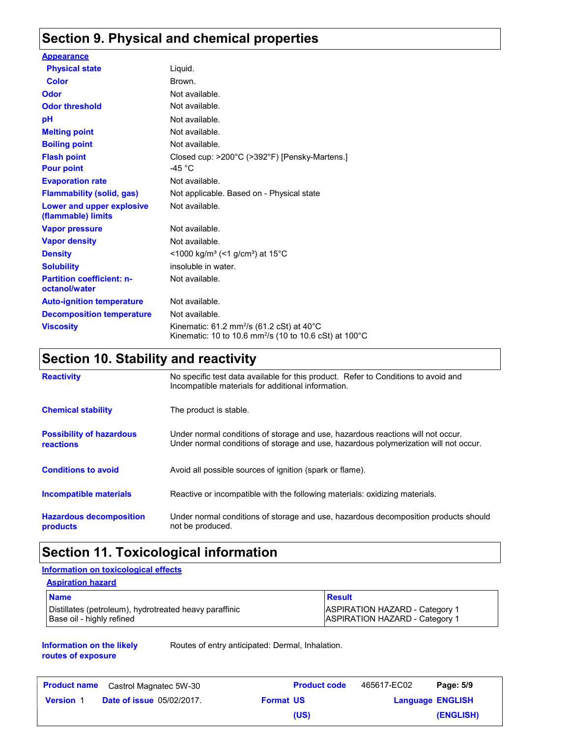## Section 9. Physical and chemical properties

**Appearance**

| | |
|---|---|
| **Physical state** | Liquid. |
| **Color** | Brown. |
| **Odor** | Not available. |
| **Odor threshold** | Not available. |
| **pH** | Not available. |
| **Melting point** | Not available. |
| **Boiling point** | Not available. |
| **Flash point** | Closed cup: >200°C (>392°F) [Pensky-Martens.] |
| **Pour point** | -45 °C |
| **Evaporation rate** | Not available. |
| **Flammability (solid, gas)** | Not applicable. Based on - Physical state |
| **Lower and upper explosive (flammable) limits** | Not available. |
| **Vapor pressure** | Not available. |
| **Vapor density** | Not available. |
| **Density** | <1000 kg/m³ (<1 g/cm³) at 15°C |
| **Solubility** | insoluble in water. |
| **Partition coefficient: n-octanol/water** | Not available. |
| **Auto-ignition temperature** | Not available. |
| **Decomposition temperature** | Not available. |
| **Viscosity** | Kinematic: 61.2 mm²/s (61.2 cSt) at 40°C<br>Kinematic: 10 to 10.6 mm²/s (10 to 10.6 cSt) at 100°C |

## Section 10. Stability and reactivity

| | |
|---|---|
| **Reactivity** | No specific test data available for this product. Refer to Conditions to avoid and Incompatible materials for additional information. |
| **Chemical stability** | The product is stable. |
| **Possibility of hazardous reactions** | Under normal conditions of storage and use, hazardous reactions will not occur.<br>Under normal conditions of storage and use, hazardous polymerization will not occur. |
| **Conditions to avoid** | Avoid all possible sources of ignition (spark or flame). |
| **Incompatible materials** | Reactive or incompatible with the following materials: oxidizing materials. |
| **Hazardous decomposition products** | Under normal conditions of storage and use, hazardous decomposition products should not be produced. |

## Section 11. Toxicological information

**Information on toxicological effects**

**Aspiration hazard**

| Name | Result |
|---|---|
| Distillates (petroleum), hydrotreated heavy paraffinic | ASPIRATION HAZARD - Category 1 |
| Base oil - highly refined | ASPIRATION HAZARD - Category 1 |

| | |
|---|---|
| **Information on the likely routes of exposure** | Routes of entry anticipated: Dermal, Inhalation. |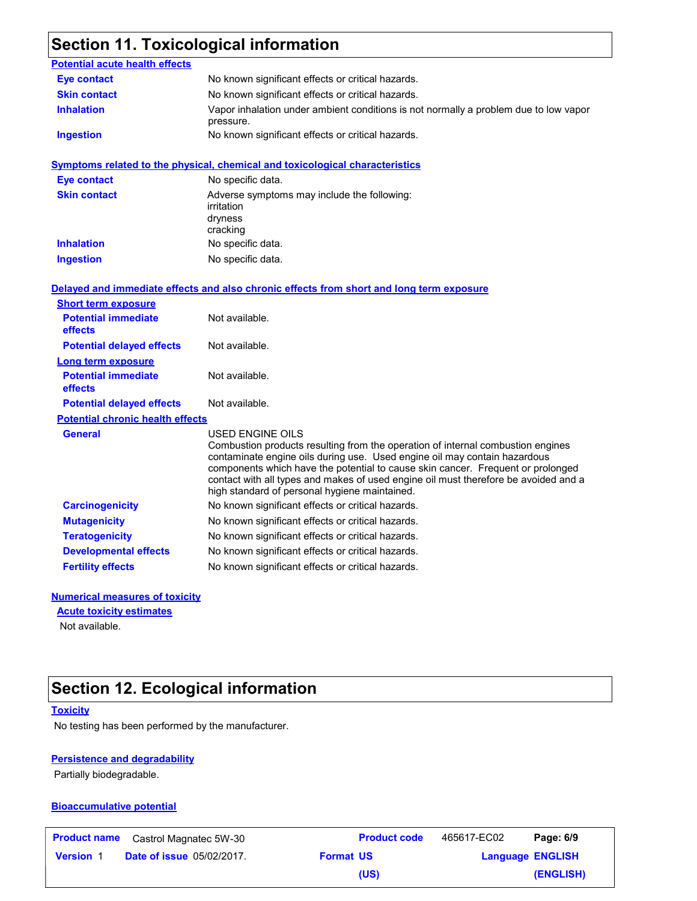## Section 11. Toxicological information

### Potential acute health effects

| | |
|---|---|
| **Eye contact** | No known significant effects or critical hazards. |
| **Skin contact** | No known significant effects or critical hazards. |
| **Inhalation** | Vapor inhalation under ambient conditions is not normally a problem due to low vapor pressure. |
| **Ingestion** | No known significant effects or critical hazards. |

### Symptoms related to the physical, chemical and toxicological characteristics

| | |
|---|---|
| **Eye contact** | No specific data. |
| **Skin contact** | Adverse symptoms may include the following:<br>irritation<br>dryness<br>cracking |
| **Inhalation** | No specific data. |
| **Ingestion** | No specific data. |

### Delayed and immediate effects and also chronic effects from short and long term exposure

**Short term exposure**

| | |
|---|---|
| **Potential immediate effects** | Not available. |
| **Potential delayed effects** | Not available. |

**Long term exposure**

| | |
|---|---|
| **Potential immediate effects** | Not available. |
| **Potential delayed effects** | Not available. |

**Potential chronic health effects**

| | |
|---|---|
| **General** | USED ENGINE OILS<br>Combustion products resulting from the operation of internal combustion engines contaminate engine oils during use. Used engine oil may contain hazardous components which have the potential to cause skin cancer. Frequent or prolonged contact with all types and makes of used engine oil must therefore be avoided and a high standard of personal hygiene maintained. |
| **Carcinogenicity** | No known significant effects or critical hazards. |
| **Mutagenicity** | No known significant effects or critical hazards. |
| **Teratogenicity** | No known significant effects or critical hazards. |
| **Developmental effects** | No known significant effects or critical hazards. |
| **Fertility effects** | No known significant effects or critical hazards. |

### Numerical measures of toxicity

**Acute toxicity estimates**

Not available.

## Section 12. Ecological information

### Toxicity

No testing has been performed by the manufacturer.

### Persistence and degradability

Partially biodegradable.

### Bioaccumulative potential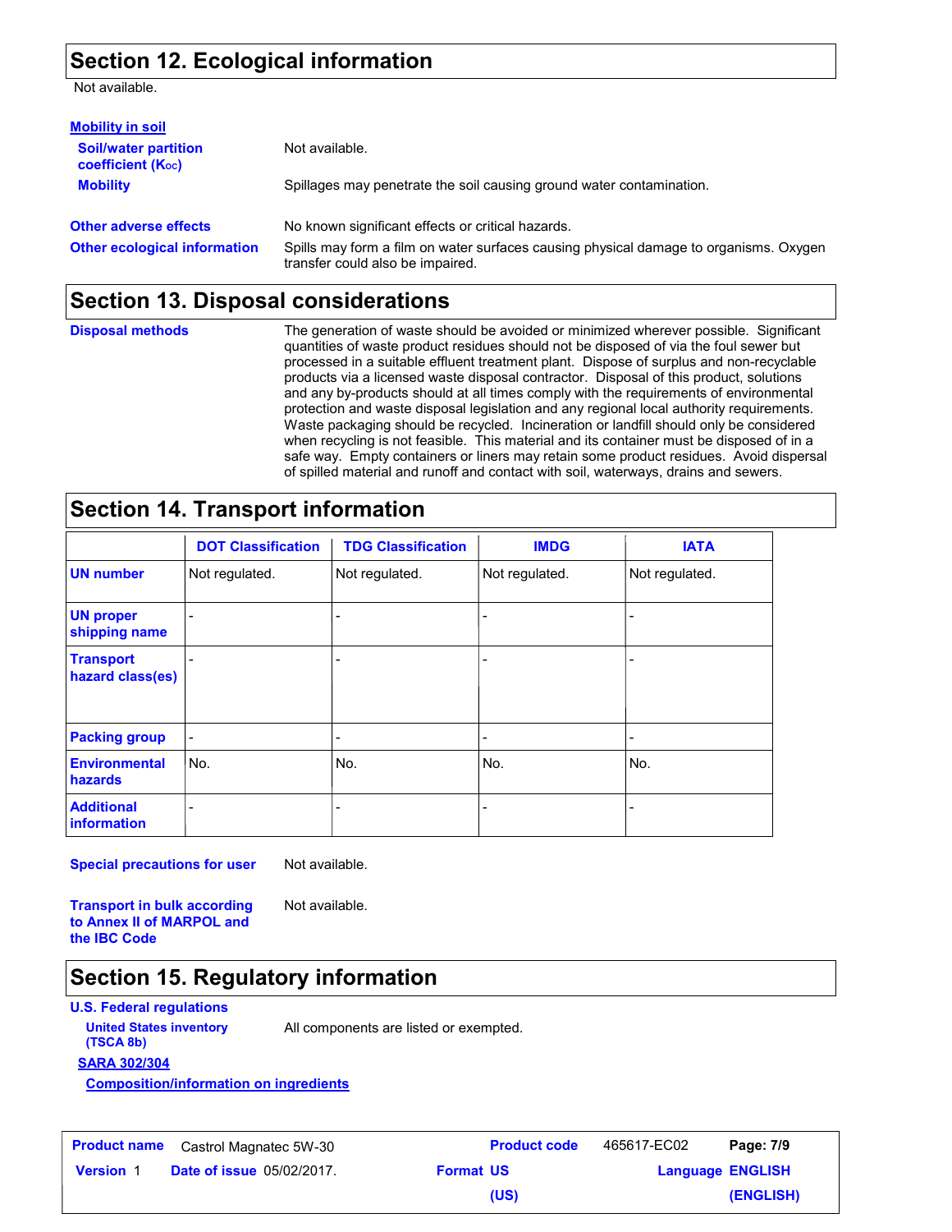## Section 12. Ecological information

Not available.

**Mobility in soil**

| | |
|---|---|
| **Soil/water partition coefficient ($K_{OC}$)** | Not available. |
| **Mobility** | Spillages may penetrate the soil causing ground water contamination. |
| **Other adverse effects** | No known significant effects or critical hazards. |
| **Other ecological information** | Spills may form a film on water surfaces causing physical damage to organisms. Oxygen transfer could also be impaired. |

## Section 13. Disposal considerations

**Disposal methods**

The generation of waste should be avoided or minimized wherever possible. Significant quantities of waste product residues should not be disposed of via the foul sewer but processed in a suitable effluent treatment plant. Dispose of surplus and non-recyclable products via a licensed waste disposal contractor. Disposal of this product, solutions and any by-products should at all times comply with the requirements of environmental protection and waste disposal legislation and any regional local authority requirements. Waste packaging should be recycled. Incineration or landfill should only be considered when recycling is not feasible. This material and its container must be disposed of in a safe way. Empty containers or liners may retain some product residues. Avoid dispersal of spilled material and runoff and contact with soil, waterways, drains and sewers.

## Section 14. Transport information

| | DOT Classification | TDG Classification | IMDG | IATA |
|---|---|---|---|---|
| **UN number** | Not regulated. | Not regulated. | Not regulated. | Not regulated. |
| **UN proper shipping name** | - | - | - | - |
| **Transport hazard class(es)** | - | - | - | - |
| **Packing group** | - | - | - | - |
| **Environmental hazards** | No. | No. | No. | No. |
| **Additional information** | - | - | - | - |

**Special precautions for user** Not available.

**Transport in bulk according to Annex II of MARPOL and the IBC Code** Not available.

## Section 15. Regulatory information

**U.S. Federal regulations**

**United States inventory (TSCA 8b)** All components are listed or exempted.

**SARA 302/304**

**Composition/information on ingredients**

| | | | |
|---|---|---|---|
| **Product name** | Castrol Magnatec 5W-30 | **Product code** | 465617-EC02 |
| **Version** 1 | **Date of issue** 05/02/2017. | **Format** US (US) | **Language** ENGLISH (ENGLISH) |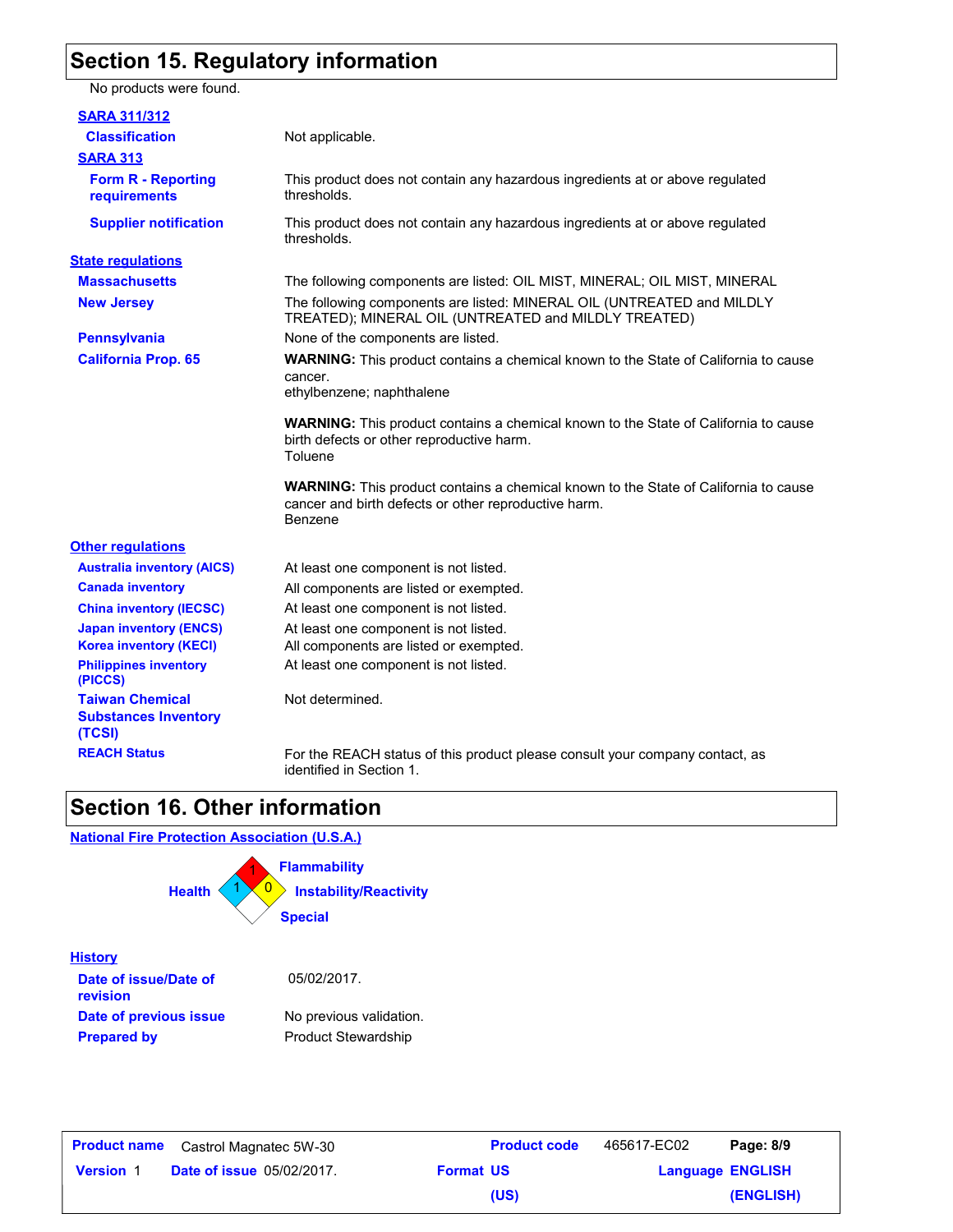## Section 15. Regulatory information

No products were found.

**SARA 311/312**

| | |
|---|---|
| **Classification** | Not applicable. |

**SARA 313**

| | |
|---|---|
| **Form R - Reporting requirements** | This product does not contain any hazardous ingredients at or above regulated thresholds. |
| **Supplier notification** | This product does not contain any hazardous ingredients at or above regulated thresholds. |

**State regulations**

| | |
|---|---|
| **Massachusetts** | The following components are listed: OIL MIST, MINERAL; OIL MIST, MINERAL |
| **New Jersey** | The following components are listed: MINERAL OIL (UNTREATED and MILDLY TREATED); MINERAL OIL (UNTREATED and MILDLY TREATED) |
| **Pennsylvania** | None of the components are listed. |
| **California Prop. 65** | **WARNING:** This product contains a chemical known to the State of California to cause cancer. ethylbenzene; naphthalene<br><br>**WARNING:** This product contains a chemical known to the State of California to cause birth defects or other reproductive harm. Toluene<br><br>**WARNING:** This product contains a chemical known to the State of California to cause cancer and birth defects or other reproductive harm. Benzene |

**Other regulations**

| | |
|---|---|
| **Australia inventory (AICS)** | At least one component is not listed. |
| **Canada inventory** | All components are listed or exempted. |
| **China inventory (IECSC)** | At least one component is not listed. |
| **Japan inventory (ENCS)** | At least one component is not listed. |
| **Korea inventory (KECI)** | All components are listed or exempted. |
| **Philippines inventory (PICCS)** | At least one component is not listed. |
| **Taiwan Chemical Substances Inventory (TCSI)** | Not determined. |
| **REACH Status** | For the REACH status of this product please consult your company contact, as identified in Section 1. |

## Section 16. Other information

**National Fire Protection Association (U.S.A.)**

| | |
|---|---|
| **Health** | 1 |
| **Flammability** | 1 |
| **Instability/Reactivity** | 0 |
| **Special** | |

**History**

| | |
|---|---|
| **Date of issue/Date of revision** | 05/02/2017. |
| **Date of previous issue** | No previous validation. |
| **Prepared by** | Product Stewardship |

| **Product name** | Castrol Magnatec 5W-30 | **Product code** | 465617-EC02 |
|---|---|---|---|
| **Version** 1 | **Date of issue** 05/02/2017. | **Format** US (US) | **Language** ENGLISH (ENGLISH) |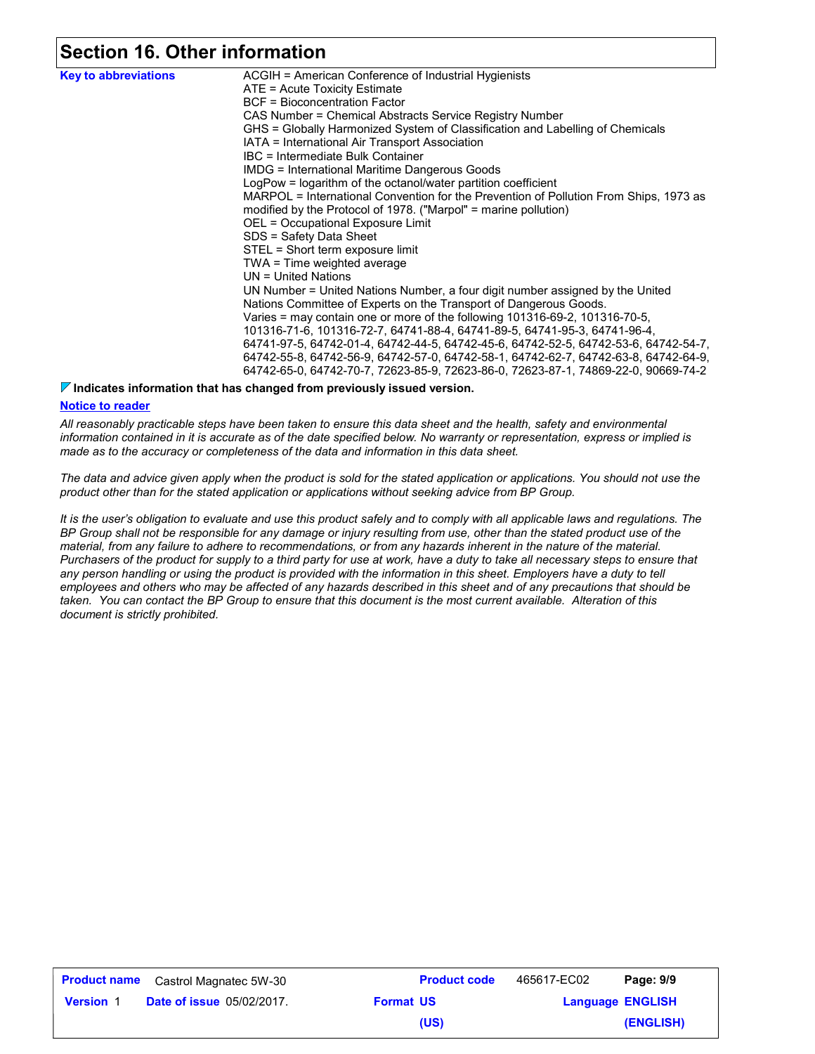# Section 16. Other information

**Key to abbreviations**

ACGIH = American Conference of Industrial Hygienists
ATE = Acute Toxicity Estimate
BCF = Bioconcentration Factor
CAS Number = Chemical Abstracts Service Registry Number
GHS = Globally Harmonized System of Classification and Labelling of Chemicals
IATA = International Air Transport Association
IBC = Intermediate Bulk Container
IMDG = International Maritime Dangerous Goods
LogPow = logarithm of the octanol/water partition coefficient
MARPOL = International Convention for the Prevention of Pollution From Ships, 1973 as modified by the Protocol of 1978. ("Marpol" = marine pollution)
OEL = Occupational Exposure Limit
SDS = Safety Data Sheet
STEL = Short term exposure limit
TWA = Time weighted average
UN = United Nations
UN Number = United Nations Number, a four digit number assigned by the United Nations Committee of Experts on the Transport of Dangerous Goods.
Varies = may contain one or more of the following 101316-69-2, 101316-70-5, 101316-71-6, 101316-72-7, 64741-88-4, 64741-89-5, 64741-95-3, 64741-96-4, 64741-97-5, 64742-01-4, 64742-44-5, 64742-45-6, 64742-52-5, 64742-53-6, 64742-54-7, 64742-55-8, 64742-56-9, 64742-57-0, 64742-58-1, 64742-62-7, 64742-63-8, 64742-64-9, 64742-65-0, 64742-70-7, 72623-85-9, 72623-86-0, 72623-87-1, 74869-22-0, 90669-74-2

**Indicates information that has changed from previously issued version.**

**Notice to reader**

*All reasonably practicable steps have been taken to ensure this data sheet and the health, safety and environmental information contained in it is accurate as of the date specified below. No warranty or representation, express or implied is made as to the accuracy or completeness of the data and information in this data sheet.*

*The data and advice given apply when the product is sold for the stated application or applications. You should not use the product other than for the stated application or applications without seeking advice from BP Group.*

*It is the user's obligation to evaluate and use this product safely and to comply with all applicable laws and regulations. The BP Group shall not be responsible for any damage or injury resulting from use, other than the stated product use of the material, from any failure to adhere to recommendations, or from any hazards inherent in the nature of the material. Purchasers of the product for supply to a third party for use at work, have a duty to take all necessary steps to ensure that any person handling or using the product is provided with the information in this sheet. Employers have a duty to tell employees and others who may be affected of any hazards described in this sheet and of any precautions that should be taken. You can contact the BP Group to ensure that this document is the most current available. Alteration of this document is strictly prohibited.*

| | | | | | |
|---|---|---|---|---|---|
| **Product name** | Castrol Magnatec 5W-30 | **Product code** | 465617-EC02 | **Page: 9/9** | |
| **Version** 1 | **Date of issue** 05/02/2017. | **Format** | **US (US)** | **Language** | **ENGLISH (ENGLISH)** |